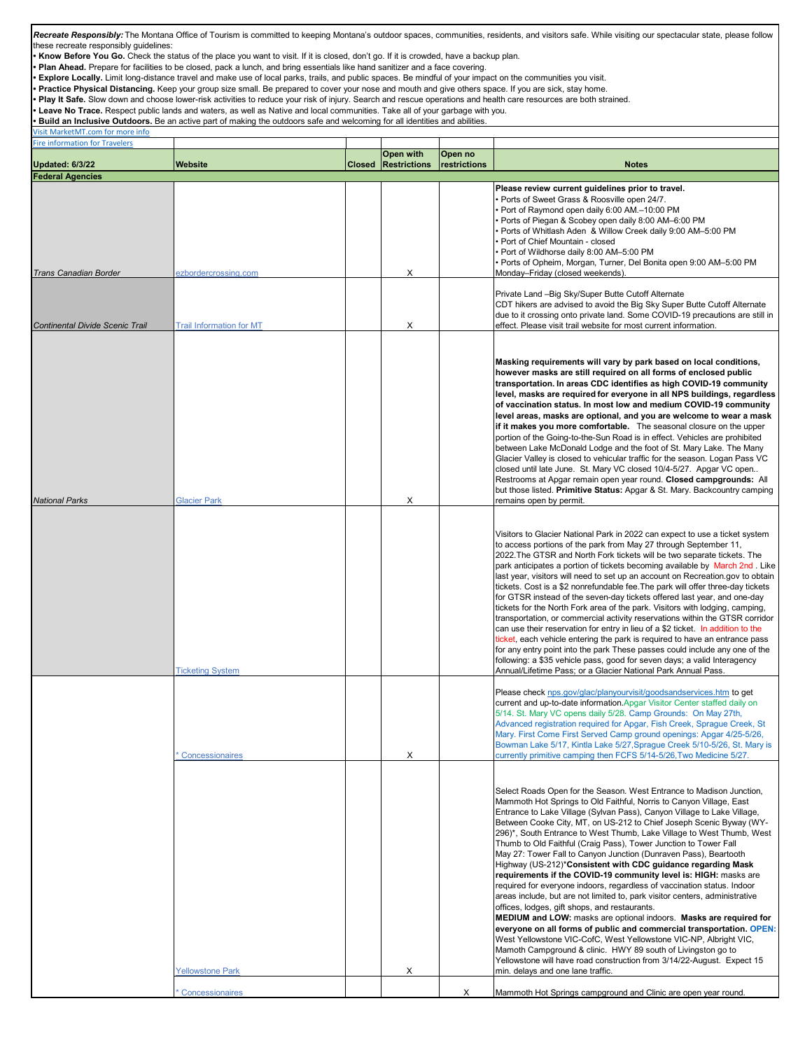***Recreate Responsibly:*** The Montana Office of Tourism is committed to keeping Montana's outdoor spaces, communities, residents, and visitors safe. While visiting our spectacular state, please follow these recreate responsibly guidelines:

- **Know Before You Go.** Check the status of the place you want to visit. If it is closed, don't go. If it is crowded, have a backup plan.
- **Plan Ahead.** Prepare for facilities to be closed, pack a lunch, and bring essentials like hand sanitizer and a face covering.
- **Explore Locally.** Limit long-distance travel and make use of local parks, trails, and public spaces. Be mindful of your impact on the communities you visit.
- **Practice Physical Distancing.** Keep your group size small. Be prepared to cover your nose and mouth and give others space. If you are sick, stay home.
- **Play It Safe.** Slow down and choose lower-risk activities to reduce your risk of injury. Search and rescue operations and health care resources are both strained.
- **Leave No Trace.** Respect public lands and waters, as well as Native and local communities. Take all of your garbage with you.
- **Build an Inclusive Outdoors.** Be an active part of making the outdoors safe and welcoming for all identities and abilities.

Visit MarketMT.com for more info

Fire information for Travelers

| **Updated: 6/3/22** | **Website** | **Closed** | **Open with Restrictions** | **Open no restrictions** | **Notes** |
|---|---|---|---|---|---|
| **Federal Agencies** | | | | | |
| *Trans Canadian Border* | ezbordercrossing.com | | X | | **Please review current guidelines prior to travel.** • Ports of Sweet Grass & Roosville open 24/7. • Port of Raymond open daily 6:00 AM.–10:00 PM • Ports of Piegan & Scobey open daily 8:00 AM–6:00 PM • Ports of Whitlash Aden & Willow Creek daily 9:00 AM–5:00 PM • Port of Chief Mountain - closed • Port of Wildhorse daily 8:00 AM–5:00 PM • Ports of Opheim, Morgan, Turner, Del Bonita open 9:00 AM–5:00 PM Monday–Friday (closed weekends). |
| *Continental Divide Scenic Trail* | Trail Information for MT | | X | | Private Land –Big Sky/Super Butte Cutoff Alternate CDT hikers are advised to avoid the Big Sky Super Butte Cutoff Alternate due to it crossing onto private land. Some COVID-19 precautions are still in effect. Please visit trail website for most current information. |
| *National Parks* | Glacier Park | | X | | **Masking requirements will vary by park based on local conditions, however masks are still required on all forms of enclosed public transportation. In areas CDC identifies as high COVID-19 community level, masks are required for everyone in all NPS buildings, regardless of vaccination status. In most low and medium COVID-19 community level areas, masks are optional, and you are welcome to wear a mask if it makes you more comfortable.** The seasonal closure on the upper portion of the Going-to-the-Sun Road is in effect. Vehicles are prohibited between Lake McDonald Lodge and the foot of St. Mary Lake. The Many Glacier Valley is closed to vehicular traffic for the season. Logan Pass VC closed until late June. St. Mary VC closed 10/4-5/27. Apgar VC open.. Restrooms at Apgar remain open year round. **Closed campgrounds:** All but those listed. **Primitive Status:** Apgar & St. Mary. Backcountry camping remains open by permit. |
| | Ticketing System | | | | Visitors to Glacier National Park in 2022 can expect to use a ticket system to access portions of the park from May 27 through September 11, 2022.The GTSR and North Fork tickets will be two separate tickets. The park anticipates a portion of tickets becoming available by March 2nd . Like last year, visitors will need to set up an account on Recreation.gov to obtain tickets. Cost is a $2 nonrefundable fee.The park will offer three-day tickets for GTSR instead of the seven-day tickets offered last year, and one-day tickets for the North Fork area of the park. Visitors with lodging, camping, transportation, or commercial activity reservations within the GTSR corridor can use their reservation for entry in lieu of a $2 ticket. In addition to the ticket, each vehicle entering the park is required to have an entrance pass for any entry point into the park These passes could include any one of the following: a $35 vehicle pass, good for seven days; a valid Interagency Annual/Lifetime Pass; or a Glacier National Park Annual Pass. |
| | * Concessionaires | | X | | Please check nps.gov/glac/planyourvisit/goodsandservices.htm to get current and up-to-date information.Apgar Visitor Center staffed daily on 5/14. St. Mary VC opens daily 5/28. Camp Grounds: On May 27th, Advanced registration required for Apgar, Fish Creek, Sprague Creek, St Mary. First Come First Served Camp ground openings: Apgar 4/25-5/26, Bowman Lake 5/17, Kintla Lake 5/27,Sprague Creek 5/10-5/26, St. Mary is currently primitive camping then FCFS 5/14-5/26,Two Medicine 5/27. |
| | Yellowstone Park | | X | | Select Roads Open for the Season. West Entrance to Madison Junction, Mammoth Hot Springs to Old Faithful, Norris to Canyon Village, East Entrance to Lake Village (Sylvan Pass), Canyon Village to Lake Village, Between Cooke City, MT, on US-212 to Chief Joseph Scenic Byway (WY-296)*, South Entrance to West Thumb, Lake Village to West Thumb, West Thumb to Old Faithful (Craig Pass), Tower Junction to Tower Fall May 27: Tower Fall to Canyon Junction (Dunraven Pass), Beartooth Highway (US-212)***Consistent with CDC guidance regarding Mask requirements if the COVID-19 community level is: HIGH:** masks are required for everyone indoors, regardless of vaccination status. Indoor areas include, but are not limited to, park visitor centers, administrative offices, lodges, gift shops, and restaurants. **MEDIUM and LOW:** masks are optional indoors. **Masks are required for everyone on all forms of public and commercial transportation. OPEN:** West Yellowstone VIC-CofC, West Yellowstone VIC-NP, Albright VIC, Mamoth Campground & clinic. HWY 89 south of Livingston go to Yellowstone will have road construction from 3/14/22-August. Expect 15 min. delays and one lane traffic. |
| | * Concessionaires | | | X | Mammoth Hot Springs campground and Clinic are open year round. |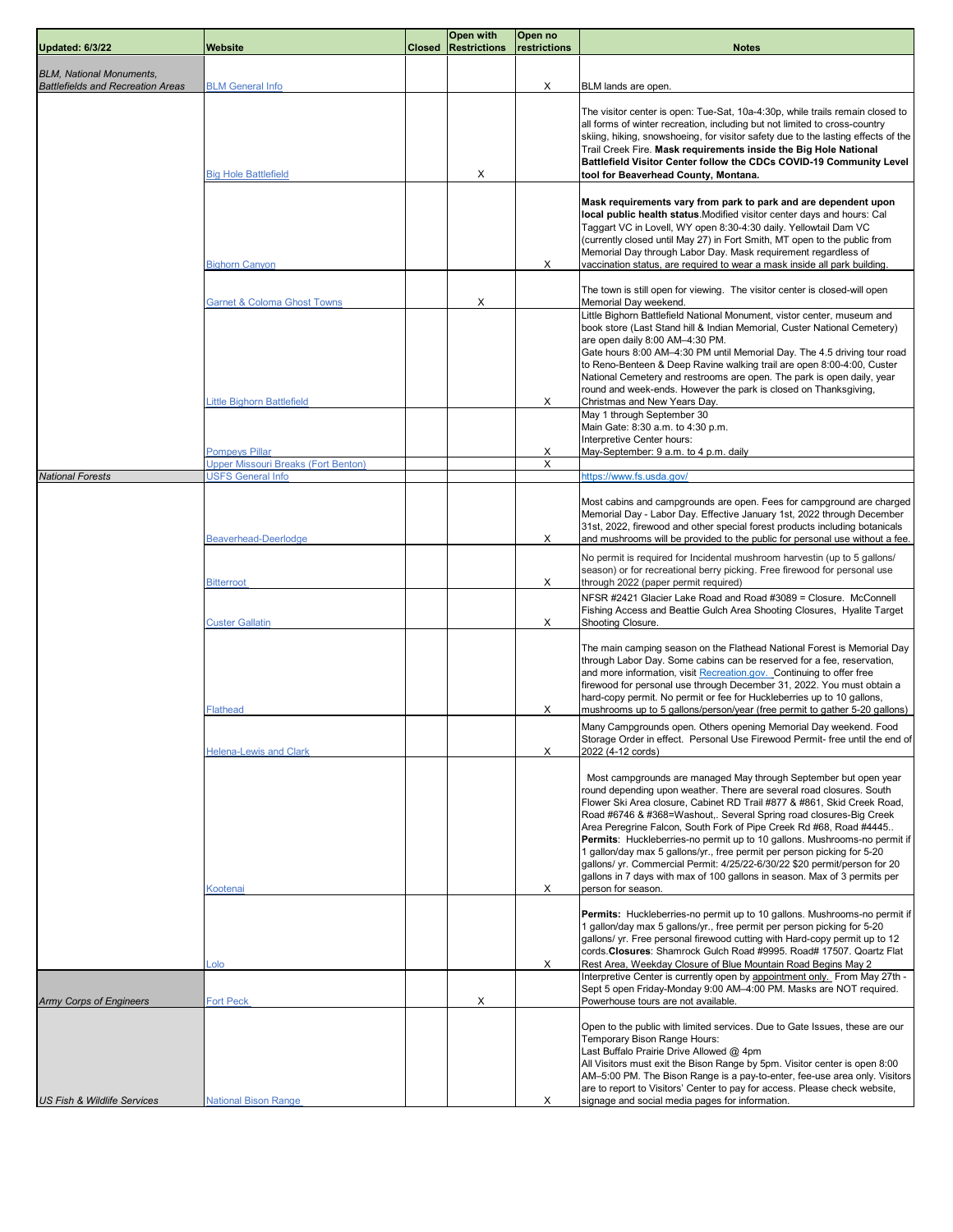| Updated: 6/3/22 | Website | Closed | Open with Restrictions | Open no restrictions | Notes |
|---|---|---|---|---|---|
| *BLM, National Monuments, Battlefields and Recreation Areas* | BLM General Info | | | X | BLM lands are open. |
| | Big Hole Battlefield | | X | | The visitor center is open: Tue-Sat, 10a-4:30p, while trails remain closed to all forms of winter recreation, including but not limited to cross-country skiing, hiking, snowshoeing, for visitor safety due to the lasting effects of the Trail Creek Fire. **Mask requirements inside the Big Hole National Battlefield Visitor Center follow the CDCs COVID-19 Community Level tool for Beaverhead County, Montana.** |
| | Bighorn Canyon | | | X | **Mask requirements vary from park to park and are dependent upon local public health status**.Modified visitor center days and hours: Cal Taggart VC in Lovell, WY open 8:30-4:30 daily. Yellowtail Dam VC (currently closed until May 27) in Fort Smith, MT open to the public from Memorial Day through Labor Day. Mask requirement regardless of vaccination status, are required to wear a mask inside all park building. |
| | Garnet & Coloma Ghost Towns | | X | | The town is still open for viewing. The visitor center is closed-will open Memorial Day weekend. |
| | Little Bighorn Battlefield | | | X | Little Bighorn Battlefield National Monument, vistor center, museum and book store (Last Stand hill & Indian Memorial, Custer National Cemetery) are open daily 8:00 AM–4:30 PM. Gate hours 8:00 AM–4:30 PM until Memorial Day. The 4.5 driving tour road to Reno-Benteen & Deep Ravine walking trail are open 8:00-4:00, Custer National Cemetery and restrooms are open. The park is open daily, year round and week-ends. However the park is closed on Thanksgiving, Christmas and New Years Day. |
| | Pompeys Pillar | | | X | May 1 through September 30<br>Main Gate: 8:30 a.m. to 4:30 p.m.<br>Interpretive Center hours:<br>May-September: 9 a.m. to 4 p.m. daily |
| | Upper Missouri Breaks (Fort Benton) | | | X | |
| *National Forests* | USFS General Info | | | | https://www.fs.usda.gov/ |
| | Beaverhead-Deerlodge | | | X | Most cabins and campgrounds are open. Fees for campground are charged Memorial Day - Labor Day. Effective January 1st, 2022 through December 31st, 2022, firewood and other special forest products including botanicals and mushrooms will be provided to the public for personal use without a fee. |
| | Bitterroot | | | X | No permit is required for Incidental mushroom harvestin (up to 5 gallons/ season) or for recreational berry picking. Free firewood for personal use through 2022 (paper permit required) |
| | Custer Gallatin | | | X | NFSR #2421 Glacier Lake Road and Road #3089 = Closure. McConnell Fishing Access and Beattie Gulch Area Shooting Closures, Hyalite Target Shooting Closure. |
| | Flathead | | | X | The main camping season on the Flathead National Forest is Memorial Day through Labor Day. Some cabins can be reserved for a fee, reservation, and more information, visit Recreation.gov. Continuing to offer free firewood for personal use through December 31, 2022. You must obtain a hard-copy permit. No permit or fee for Huckleberries up to 10 gallons, mushrooms up to 5 gallons/person/year (free permit to gather 5-20 gallons) |
| | Helena-Lewis and Clark | | | X | Many Campgrounds open. Others opening Memorial Day weekend. Food Storage Order in effect. Personal Use Firewood Permit- free until the end of 2022 (4-12 cords) |
| | Kootenai | | | X | Most campgrounds are managed May through September but open year round depending upon weather. There are several road closures. South Flower Ski Area closure, Cabinet RD Trail #877 & #861, Skid Creek Road, Road #6746 & #368=Washout,. Several Spring road closures-Big Creek Area Peregrine Falcon, South Fork of Pipe Creek Rd #68, Road #4445.. **Permits**: Huckleberries-no permit up to 10 gallons. Mushrooms-no permit if 1 gallon/day max 5 gallons/yr., free permit per person picking for 5-20 gallons/ yr. Commercial Permit: 4/25/22-6/30/22 $20 permit/person for 20 gallons in 7 days with max of 100 gallons in season. Max of 3 permits per person for season. |
| | Lolo | | | X | **Permits:** Huckleberries-no permit up to 10 gallons. Mushrooms-no permit if 1 gallon/day max 5 gallons/yr., free permit per person picking for 5-20 gallons/ yr. Free personal firewood cutting with Hard-copy permit up to 12 cords.**Closures**: Shamrock Gulch Road #9995. Road# 17507. Qoartz Flat Rest Area, Weekday Closure of Blue Mountain Road Begins May 2 |
| *Army Corps of Engineers* | Fort Peck | | X | | Interpretive Center is currently open by appointment only. From May 27th - Sept 5 open Friday-Monday 9:00 AM–4:00 PM. Masks are NOT required. Powerhouse tours are not available. |
| *US Fish & Wildlife Services* | National Bison Range | | | X | Open to the public with limited services. Due to Gate Issues, these are our Temporary Bison Range Hours:<br>Last Buffalo Prairie Drive Allowed @ 4pm<br>All Visitors must exit the Bison Range by 5pm. Visitor center is open 8:00 AM–5:00 PM. The Bison Range is a pay-to-enter, fee-use area only. Visitors are to report to Visitors' Center to pay for access. Please check website, signage and social media pages for information. |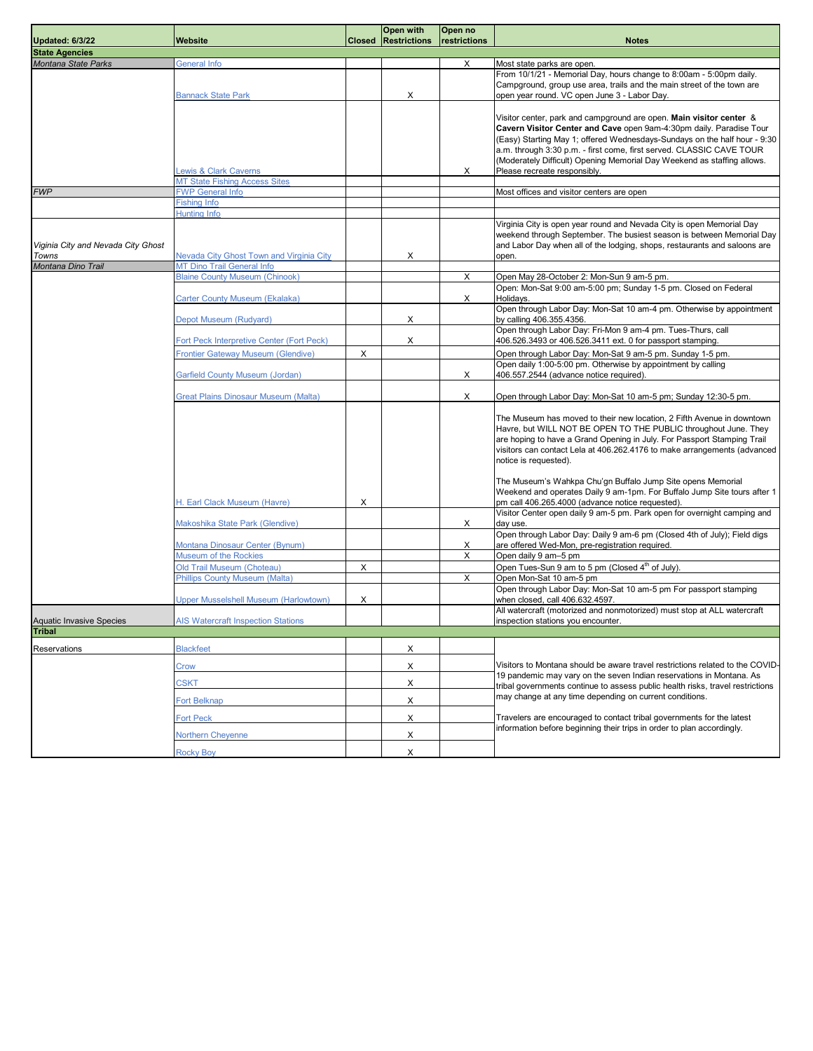| Updated: 6/3/22 | Website | Closed | Open with Restrictions | Open no restrictions | Notes |
|---|---|---|---|---|---|
| **State Agencies** | | | | | |
| *Montana State Parks* | General Info | | | X | Most state parks are open. |
| | Bannack State Park | | X | | From 10/1/21 - Memorial Day, hours change to 8:00am - 5:00pm daily. Campground, group use area, trails and the main street of the town are open year round. VC open June 3 - Labor Day. |
| | Lewis & Clark Caverns | | | X | Visitor center, park and campground are open. **Main visitor center** & **Cavern Visitor Center and Cave** open 9am-4:30pm daily. Paradise Tour (Easy) Starting May 1; offered Wednesdays-Sundays on the half hour - 9:30 a.m. through 3:30 p.m. - first come, first served. CLASSIC CAVE TOUR (Moderately Difficult) Opening Memorial Day Weekend as staffing allows. Please recreate responsibly. |
| | MT State Fishing Access Sites | | | | |
| *FWP* | FWP General Info | | | | Most offices and visitor centers are open |
| | Fishing Info | | | | |
| | Hunting Info | | | | |
| *Viginia City and Nevada City Ghost Towns* | Nevada City Ghost Town and Virginia City | | X | | Virginia City is open year round and Nevada City is open Memorial Day weekend through September. The busiest season is between Memorial Day and Labor Day when all of the lodging, shops, restaurants and saloons are open. |
| *Montana Dino Trail* | MT Dino Trail General Info | | | | |
| | Blaine County Museum (Chinook) | | | X | Open May 28-October 2: Mon-Sun 9 am-5 pm. |
| | Carter County Museum (Ekalaka) | | | X | Open: Mon-Sat 9:00 am-5:00 pm; Sunday 1-5 pm. Closed on Federal Holidays. |
| | Depot Museum (Rudyard) | | X | | Open through Labor Day: Mon-Sat 10 am-4 pm. Otherwise by appointment by calling 406.355.4356. |
| | Fort Peck Interpretive Center (Fort Peck) | | X | | Open through Labor Day: Fri-Mon 9 am-4 pm. Tues-Thurs, call 406.526.3493 or 406.526.3411 ext. 0 for passport stamping. |
| | Frontier Gateway Museum (Glendive) | X | | | Open through Labor Day: Mon-Sat 9 am-5 pm. Sunday 1-5 pm. |
| | Garfield County Museum (Jordan) | | | X | Open daily 1:00-5:00 pm. Otherwise by appointment by calling 406.557.2544 (advance notice required). |
| | Great Plains Dinosaur Museum (Malta) | | | X | Open through Labor Day: Mon-Sat 10 am-5 pm; Sunday 12:30-5 pm. |
| | H. Earl Clack Museum (Havre) | X | | | The Museum has moved to their new location, 2 Fifth Avenue in downtown Havre, but WILL NOT BE OPEN TO THE PUBLIC throughout June. They are hoping to have a Grand Opening in July. For Passport Stamping Trail visitors can contact Lela at 406.262.4176 to make arrangements (advanced notice is requested). The Museum's Wahkpa Chu'gn Buffalo Jump Site opens Memorial Weekend and operates Daily 9 am-1pm. For Buffalo Jump Site tours after 1 pm call 406.265.4000 (advance notice requested). |
| | Makoshika State Park (Glendive) | | | X | Visitor Center open daily 9 am-5 pm. Park open for overnight camping and day use. |
| | Montana Dinosaur Center (Bynum) | | | X | Open through Labor Day: Daily 9 am-6 pm (Closed 4th of July); Field digs are offered Wed-Mon, pre-registration required. |
| | Museum of the Rockies | | | X | Open daily 9 am–5 pm |
| | Old Trail Museum (Choteau) | X | | | Open Tues-Sun 9 am to 5 pm (Closed 4th of July). |
| | Phillips County Museum (Malta) | | | X | Open Mon-Sat 10 am-5 pm |
| | Upper Musselshell Museum (Harlowtown) | X | | | Open through Labor Day: Mon-Sat 10 am-5 pm For passport stamping when closed, call 406.632.4597. |
| Aquatic Invasive Species | AIS Watercraft Inspection Stations | | | | All watercraft (motorized and nonmotorized) must stop at ALL watercraft inspection stations you encounter. |
| **Tribal** | | | | | |
| Reservations | Blackfeet | | X | | Visitors to Montana should be aware travel restrictions related to the COVID-19 pandemic may vary on the seven Indian reservations in Montana. As tribal governments continue to assess public health risks, travel restrictions may change at any time depending on current conditions. Travelers are encouraged to contact tribal governments for the latest information before beginning their trips in order to plan accordingly. |
| | Crow | | X | | |
| | CSKT | | X | | |
| | Fort Belknap | | X | | |
| | Fort Peck | | X | | |
| | Northern Cheyenne | | X | | |
| | Rocky Boy | | X | | |